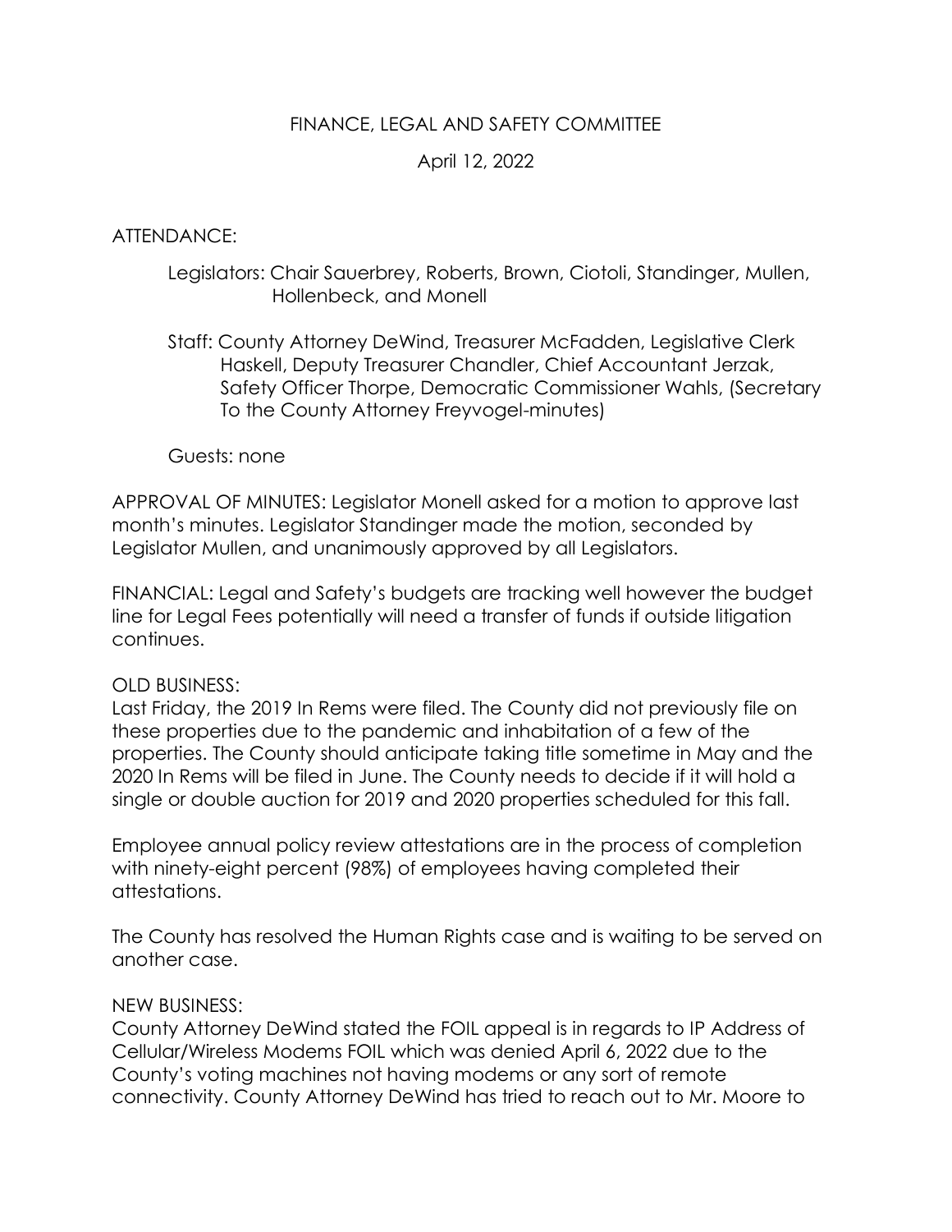FINANCE, LEGAL AND SAFETY COMMITTEE

April 12, 2022

ATTENDANCE:

Legislators: Chair Sauerbrey, Roberts, Brown, Ciotoli, Standinger, Mullen, Hollenbeck, and Monell

Staff: County Attorney DeWind, Treasurer McFadden, Legislative Clerk Haskell, Deputy Treasurer Chandler, Chief Accountant Jerzak, Safety Officer Thorpe, Democratic Commissioner Wahls, (Secretary To the County Attorney Freyvogel-minutes)

Guests: none

APPROVAL OF MINUTES: Legislator Monell asked for a motion to approve last month's minutes. Legislator Standinger made the motion, seconded by Legislator Mullen, and unanimously approved by all Legislators.

FINANCIAL: Legal and Safety's budgets are tracking well however the budget line for Legal Fees potentially will need a transfer of funds if outside litigation continues.

OLD BUSINESS:
Last Friday, the 2019 In Rems were filed. The County did not previously file on these properties due to the pandemic and inhabitation of a few of the properties. The County should anticipate taking title sometime in May and the 2020 In Rems will be filed in June. The County needs to decide if it will hold a single or double auction for 2019 and 2020 properties scheduled for this fall.

Employee annual policy review attestations are in the process of completion with ninety-eight percent (98%) of employees having completed their attestations.

The County has resolved the Human Rights case and is waiting to be served on another case.

NEW BUSINESS:
County Attorney DeWind stated the FOIL appeal is in regards to IP Address of Cellular/Wireless Modems FOIL which was denied April 6, 2022 due to the County's voting machines not having modems or any sort of remote connectivity. County Attorney DeWind has tried to reach out to Mr. Moore to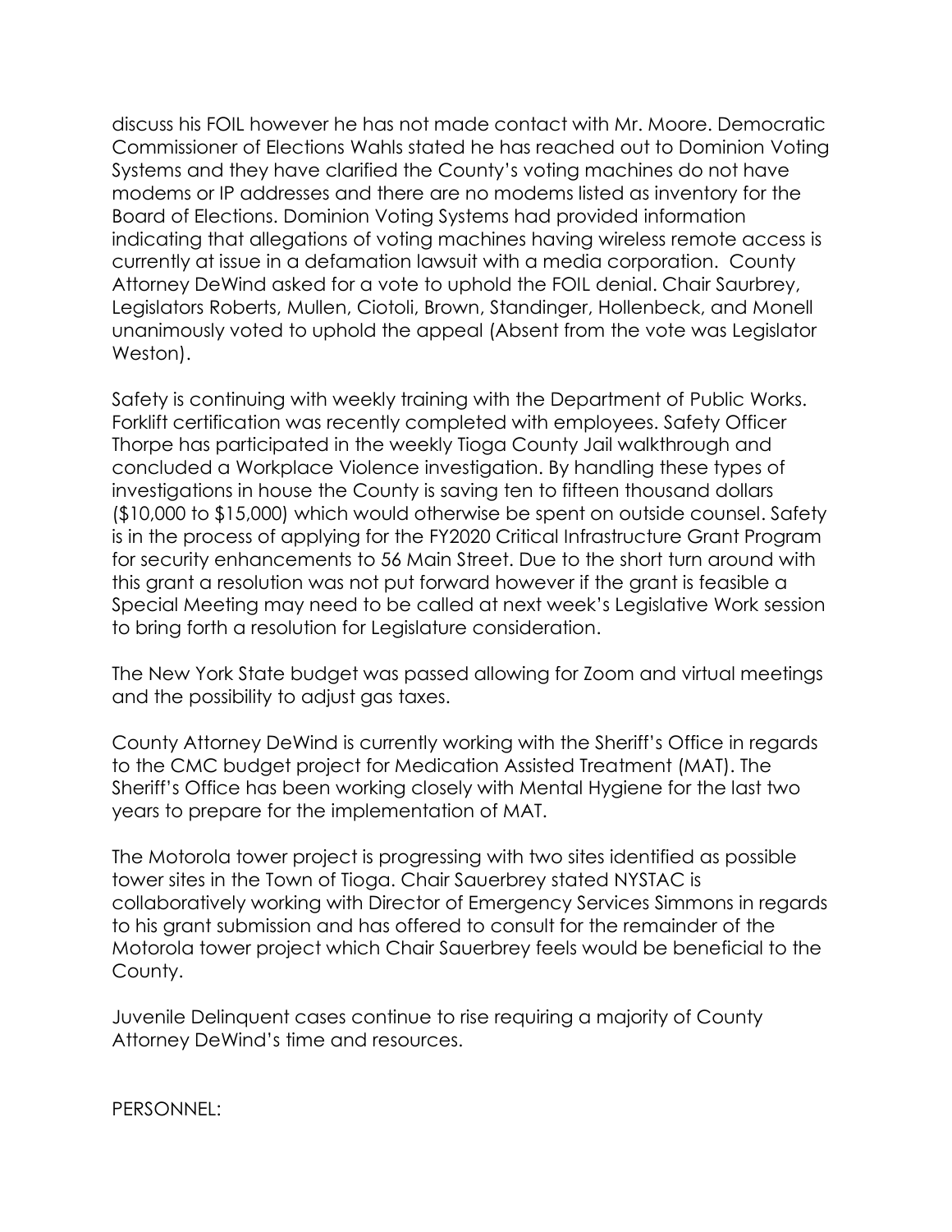discuss his FOIL however he has not made contact with Mr. Moore. Democratic Commissioner of Elections Wahls stated he has reached out to Dominion Voting Systems and they have clarified the County's voting machines do not have modems or IP addresses and there are no modems listed as inventory for the Board of Elections. Dominion Voting Systems had provided information indicating that allegations of voting machines having wireless remote access is currently at issue in a defamation lawsuit with a media corporation. County Attorney DeWind asked for a vote to uphold the FOIL denial. Chair Saurbrey, Legislators Roberts, Mullen, Ciotoli, Brown, Standinger, Hollenbeck, and Monell unanimously voted to uphold the appeal (Absent from the vote was Legislator Weston).

Safety is continuing with weekly training with the Department of Public Works. Forklift certification was recently completed with employees. Safety Officer Thorpe has participated in the weekly Tioga County Jail walkthrough and concluded a Workplace Violence investigation. By handling these types of investigations in house the County is saving ten to fifteen thousand dollars ($10,000 to $15,000) which would otherwise be spent on outside counsel. Safety is in the process of applying for the FY2020 Critical Infrastructure Grant Program for security enhancements to 56 Main Street. Due to the short turn around with this grant a resolution was not put forward however if the grant is feasible a Special Meeting may need to be called at next week's Legislative Work session to bring forth a resolution for Legislature consideration.

The New York State budget was passed allowing for Zoom and virtual meetings and the possibility to adjust gas taxes.

County Attorney DeWind is currently working with the Sheriff's Office in regards to the CMC budget project for Medication Assisted Treatment (MAT). The Sheriff's Office has been working closely with Mental Hygiene for the last two years to prepare for the implementation of MAT.

The Motorola tower project is progressing with two sites identified as possible tower sites in the Town of Tioga. Chair Sauerbrey stated NYSTAC is collaboratively working with Director of Emergency Services Simmons in regards to his grant submission and has offered to consult for the remainder of the Motorola tower project which Chair Sauerbrey feels would be beneficial to the County.

Juvenile Delinquent cases continue to rise requiring a majority of County Attorney DeWind's time and resources.

PERSONNEL: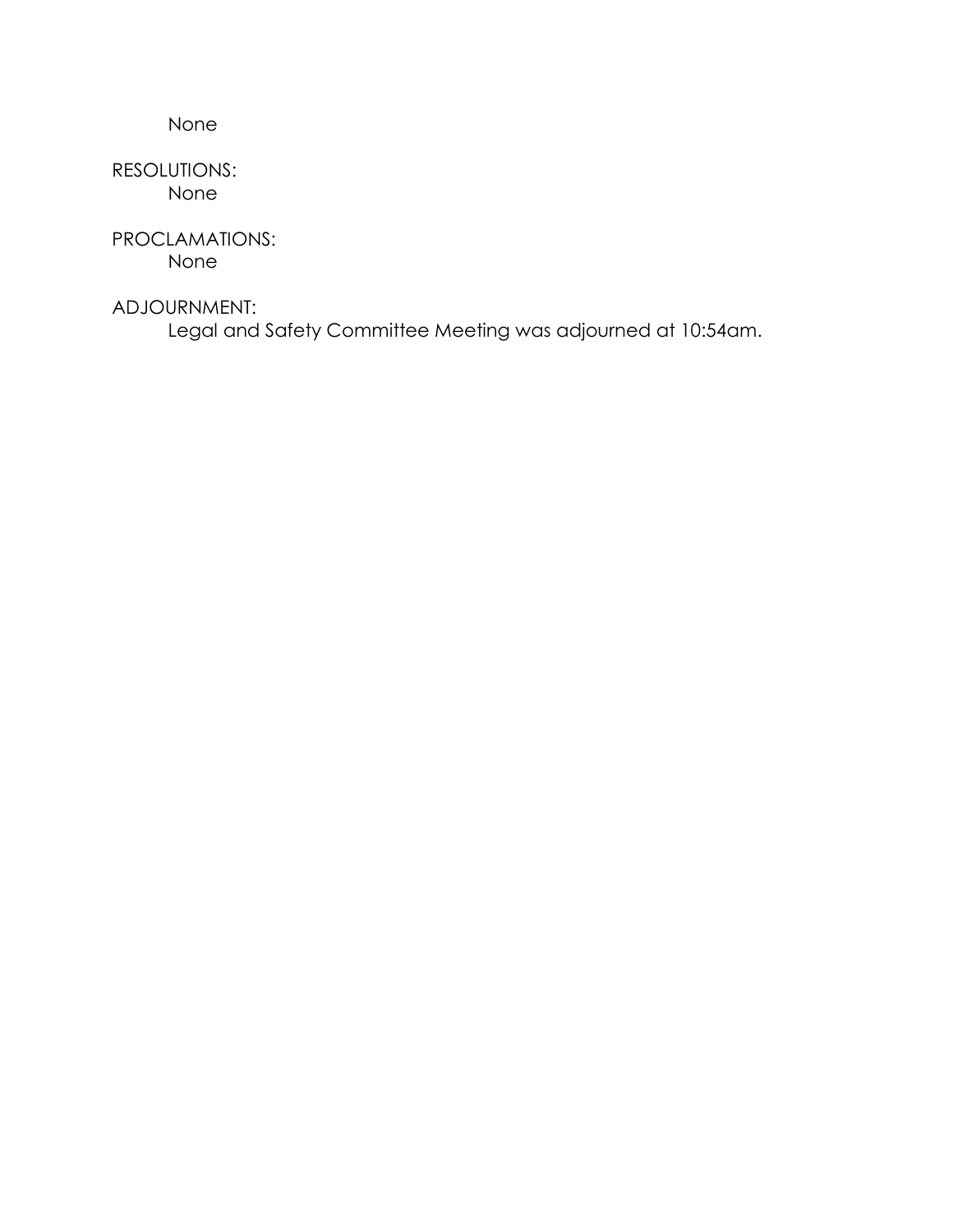None

RESOLUTIONS:

None

PROCLAMATIONS:

None

ADJOURNMENT:

Legal and Safety Committee Meeting was adjourned at 10:54am.